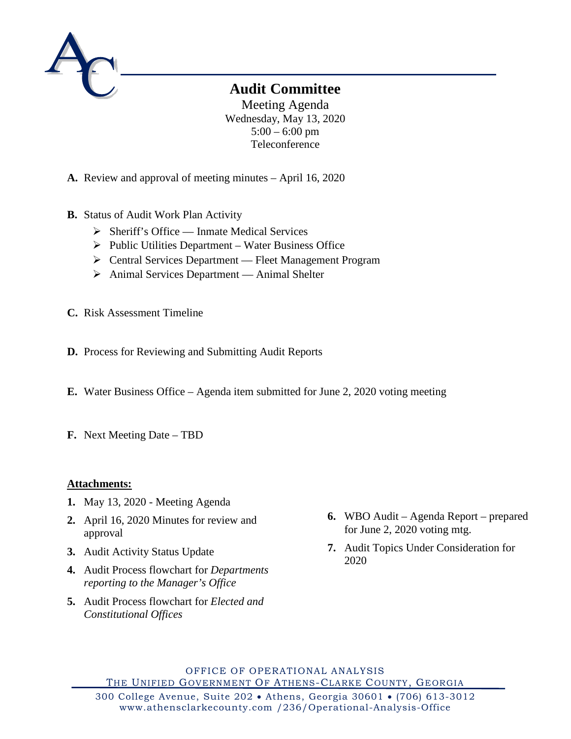# Audit Committee

Meeting Agenda
Wednesday, May 13, 2020
5:00 – 6:00 pm
Teleconference

**A.** Review and approval of meeting minutes – April 16, 2020

**B.** Status of Audit Work Plan Activity

- Sheriff's Office — Inmate Medical Services
- Public Utilities Department – Water Business Office
- Central Services Department — Fleet Management Program
- Animal Services Department — Animal Shelter

**C.** Risk Assessment Timeline

**D.** Process for Reviewing and Submitting Audit Reports

**E.** Water Business Office – Agenda item submitted for June 2, 2020 voting meeting

**F.** Next Meeting Date – TBD

**Attachments:**

1. May 13, 2020 - Meeting Agenda
2. April 16, 2020 Minutes for review and approval
3. Audit Activity Status Update
4. Audit Process flowchart for *Departments reporting to the Manager's Office*
5. Audit Process flowchart for *Elected and Constitutional Offices*
6. WBO Audit – Agenda Report – prepared for June 2, 2020 voting mtg.
7. Audit Topics Under Consideration for 2020

OFFICE OF OPERATIONAL ANALYSIS
THE UNIFIED GOVERNMENT OF ATHENS-CLARKE COUNTY, GEORGIA
300 College Avenue, Suite 202 • Athens, Georgia 30601 • (706) 613-3012
www.athensclarkecounty.com /236/Operational-Analysis-Office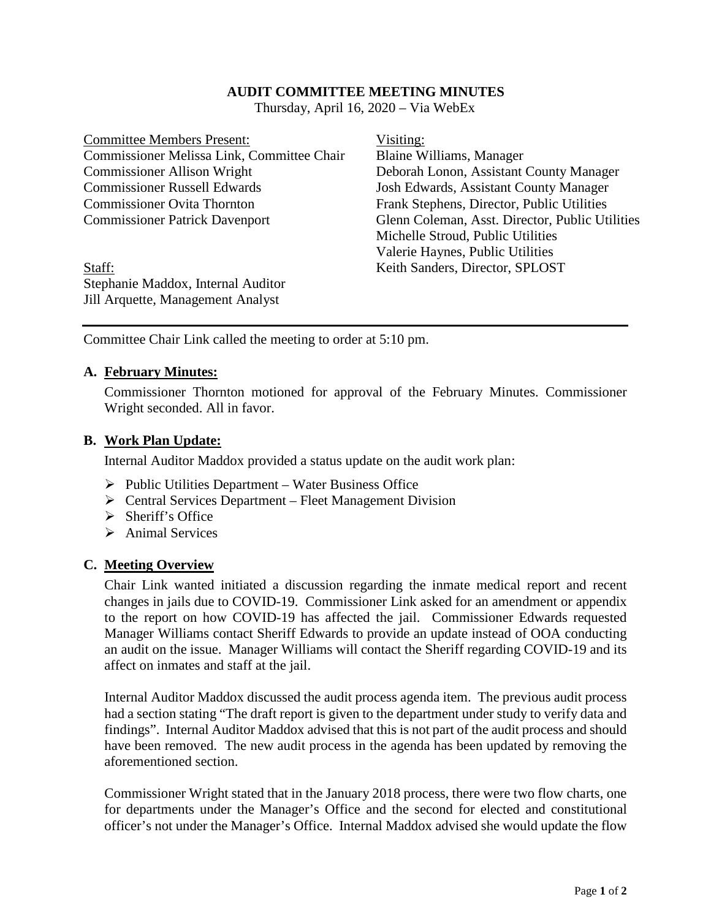# AUDIT COMMITTEE MEETING MINUTES

Thursday, April 16, 2020 – Via WebEx

Committee Members Present:
Commissioner Melissa Link, Committee Chair
Commissioner Allison Wright
Commissioner Russell Edwards
Commissioner Ovita Thornton
Commissioner Patrick Davenport

Staff:
Stephanie Maddox, Internal Auditor
Jill Arquette, Management Analyst

Visiting:
Blaine Williams, Manager
Deborah Lonon, Assistant County Manager
Josh Edwards, Assistant County Manager
Frank Stephens, Director, Public Utilities
Glenn Coleman, Asst. Director, Public Utilities
Michelle Stroud, Public Utilities
Valerie Haynes, Public Utilities
Keith Sanders, Director, SPLOST

---

Committee Chair Link called the meeting to order at 5:10 pm.

## A. February Minutes:

Commissioner Thornton motioned for approval of the February Minutes. Commissioner Wright seconded. All in favor.

## B. Work Plan Update:

Internal Auditor Maddox provided a status update on the audit work plan:

- Public Utilities Department – Water Business Office
- Central Services Department – Fleet Management Division
- Sheriff's Office
- Animal Services

## C. Meeting Overview

Chair Link wanted initiated a discussion regarding the inmate medical report and recent changes in jails due to COVID-19. Commissioner Link asked for an amendment or appendix to the report on how COVID-19 has affected the jail. Commissioner Edwards requested Manager Williams contact Sheriff Edwards to provide an update instead of OOA conducting an audit on the issue. Manager Williams will contact the Sheriff regarding COVID-19 and its affect on inmates and staff at the jail.

Internal Auditor Maddox discussed the audit process agenda item. The previous audit process had a section stating "The draft report is given to the department under study to verify data and findings". Internal Auditor Maddox advised that this is not part of the audit process and should have been removed. The new audit process in the agenda has been updated by removing the aforementioned section.

Commissioner Wright stated that in the January 2018 process, there were two flow charts, one for departments under the Manager's Office and the second for elected and constitutional officer's not under the Manager's Office. Internal Maddox advised she would update the flow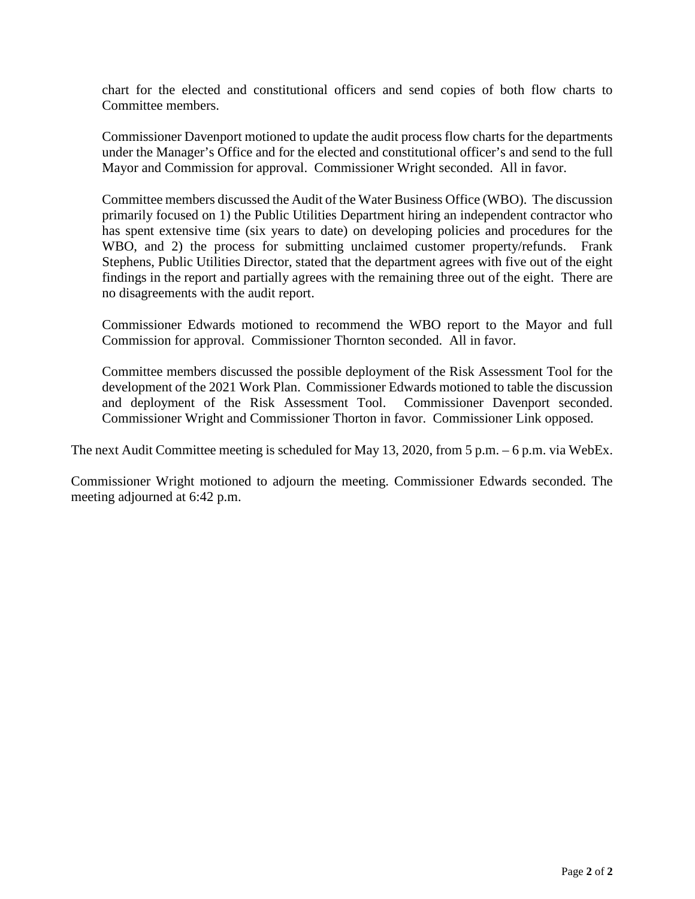chart for the elected and constitutional officers and send copies of both flow charts to Committee members.

Commissioner Davenport motioned to update the audit process flow charts for the departments under the Manager's Office and for the elected and constitutional officer's and send to the full Mayor and Commission for approval. Commissioner Wright seconded. All in favor.

Committee members discussed the Audit of the Water Business Office (WBO). The discussion primarily focused on 1) the Public Utilities Department hiring an independent contractor who has spent extensive time (six years to date) on developing policies and procedures for the WBO, and 2) the process for submitting unclaimed customer property/refunds. Frank Stephens, Public Utilities Director, stated that the department agrees with five out of the eight findings in the report and partially agrees with the remaining three out of the eight. There are no disagreements with the audit report.

Commissioner Edwards motioned to recommend the WBO report to the Mayor and full Commission for approval. Commissioner Thornton seconded. All in favor.

Committee members discussed the possible deployment of the Risk Assessment Tool for the development of the 2021 Work Plan. Commissioner Edwards motioned to table the discussion and deployment of the Risk Assessment Tool. Commissioner Davenport seconded. Commissioner Wright and Commissioner Thorton in favor. Commissioner Link opposed.

The next Audit Committee meeting is scheduled for May 13, 2020, from 5 p.m. – 6 p.m. via WebEx.

Commissioner Wright motioned to adjourn the meeting. Commissioner Edwards seconded. The meeting adjourned at 6:42 p.m.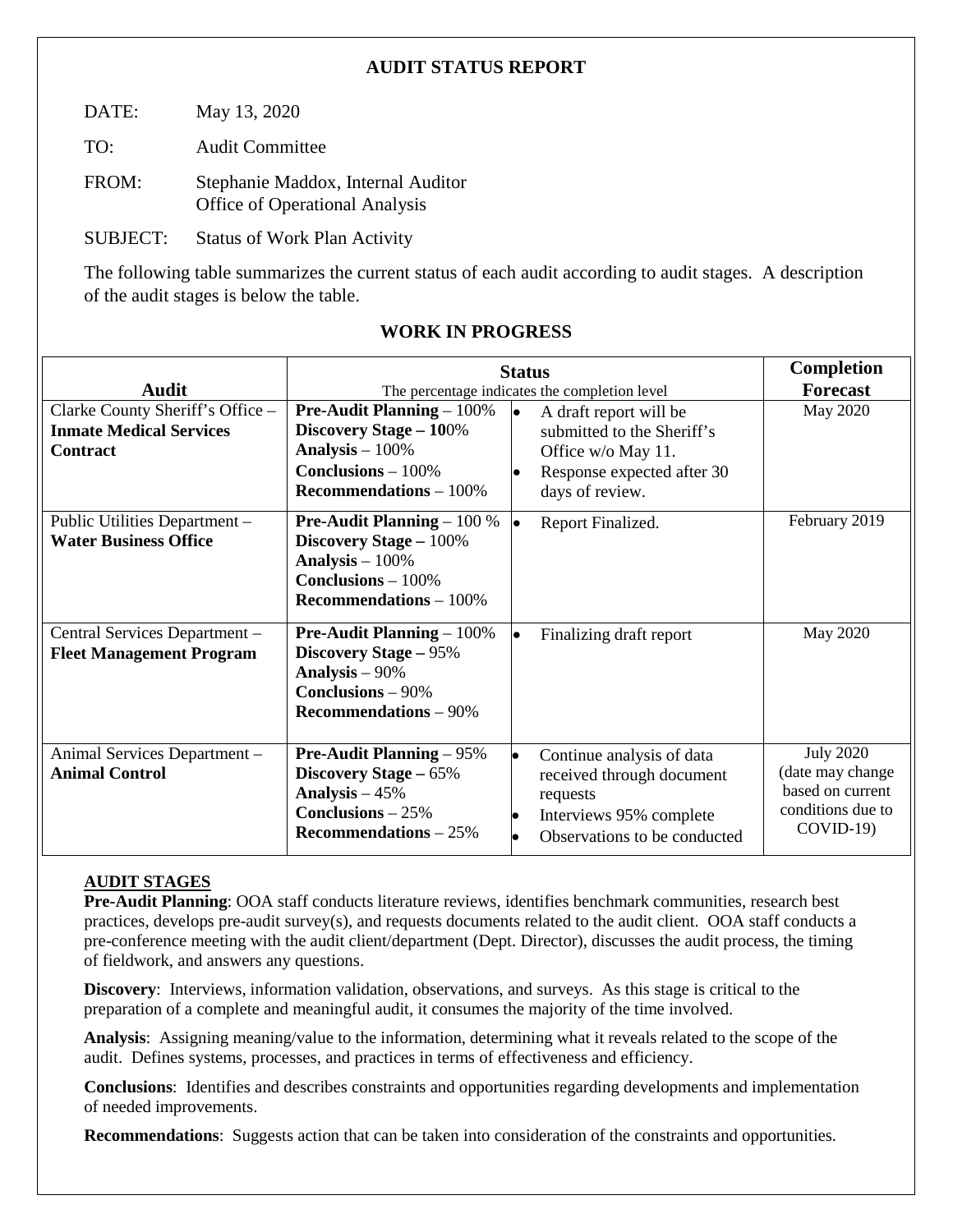**AUDIT STATUS REPORT**

DATE: May 13, 2020

TO: Audit Committee

FROM: Stephanie Maddox, Internal Auditor
Office of Operational Analysis

SUBJECT: Status of Work Plan Activity

The following table summarizes the current status of each audit according to audit stages. A description of the audit stages is below the table.

## WORK IN PROGRESS

| Audit | Status<br>The percentage indicates the completion level | | Completion Forecast |
|---|---|---|---|
| Clarke County Sheriff's Office – **Inmate Medical Services Contract** | **Pre-Audit Planning** – 100%<br>**Discovery Stage – 10**0%<br>**Analysis** – 100%<br>**Conclusions** – 100%<br>**Recommendations** – 100% | • A draft report will be submitted to the Sheriff's Office w/o May 11.<br>• Response expected after 30 days of review. | May 2020 |
| Public Utilities Department – **Water Business Office** | **Pre-Audit Planning** – 100 %<br>**Discovery Stage –** 100%<br>**Analysis** – 100%<br>**Conclusions** – 100%<br>**Recommendations** – 100% | • Report Finalized. | February 2019 |
| Central Services Department – **Fleet Management Program** | **Pre-Audit Planning** – 100%<br>**Discovery Stage –** 95%<br>**Analysis** – 90%<br>**Conclusions** – 90%<br>**Recommendations** – 90% | • Finalizing draft report | May 2020 |
| Animal Services Department – **Animal Control** | **Pre-Audit Planning** – 95%<br>**Discovery Stage –** 65%<br>**Analysis** – 45%<br>**Conclusions** – 25%<br>**Recommendations** – 25% | • Continue analysis of data received through document requests<br>• Interviews 95% complete<br>• Observations to be conducted | July 2020 (date may change based on current conditions due to COVID-19) |

**AUDIT STAGES**

**Pre-Audit Planning**: OOA staff conducts literature reviews, identifies benchmark communities, research best practices, develops pre-audit survey(s), and requests documents related to the audit client. OOA staff conducts a pre-conference meeting with the audit client/department (Dept. Director), discusses the audit process, the timing of fieldwork, and answers any questions.

**Discovery**: Interviews, information validation, observations, and surveys. As this stage is critical to the preparation of a complete and meaningful audit, it consumes the majority of the time involved.

**Analysis**: Assigning meaning/value to the information, determining what it reveals related to the scope of the audit. Defines systems, processes, and practices in terms of effectiveness and efficiency.

**Conclusions**: Identifies and describes constraints and opportunities regarding developments and implementation of needed improvements.

**Recommendations**: Suggests action that can be taken into consideration of the constraints and opportunities.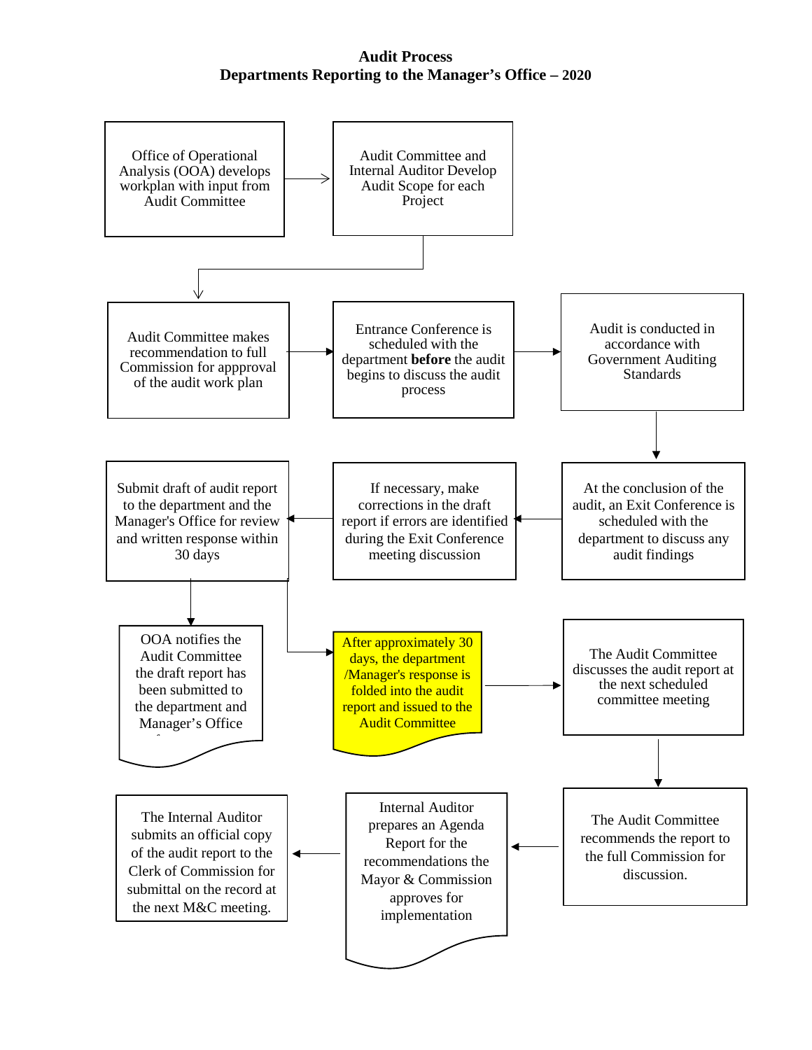# Audit Process
## Departments Reporting to the Manager's Office – 2020

1. Office of Operational Analysis (OOA) develops workplan with input from Audit Committee
2. Audit Committee and Internal Auditor Develop Audit Scope for each Project
3. Audit Committee makes recommendation to full Commission for appproval of the audit work plan
4. Entrance Conference is scheduled with the department **before** the audit begins to discuss the audit process
5. Audit is conducted in accordance with Government Auditing Standards
6. At the conclusion of the audit, an Exit Conference is scheduled with the department to discuss any audit findings
7. If necessary, make corrections in the draft report if errors are identified during the Exit Conference meeting discussion
8. Submit draft of audit report to the department and the Manager's Office for review and written response within 30 days
9. OOA notifies the Audit Committee the draft report has been submitted to the department and Manager's Office
10. After approximately 30 days, the department /Manager's response is folded into the audit report and issued to the Audit Committee
11. The Audit Committee discusses the audit report at the next scheduled committee meeting
12. The Audit Committee recommends the report to the full Commission for discussion.
13. Internal Auditor prepares an Agenda Report for the recommendations the Mayor & Commission approves for implementation
14. The Internal Auditor submits an official copy of the audit report to the Clerk of Commission for submittal on the record at the next M&C meeting.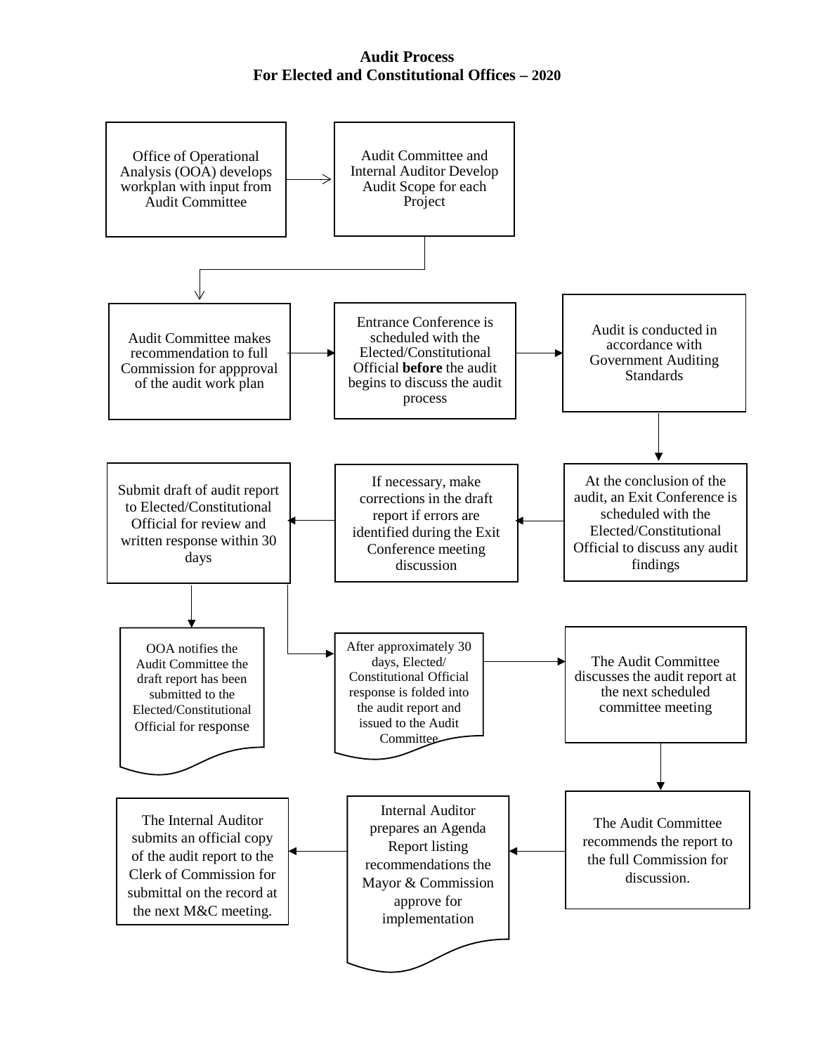**Audit Process**
**For Elected and Constitutional Offices – 2020**

1. Office of Operational Analysis (OOA) develops workplan with input from Audit Committee
2. Audit Committee and Internal Auditor Develop Audit Scope for each Project
3. Audit Committee makes recommendation to full Commission for appproval of the audit work plan
4. Entrance Conference is scheduled with the Elected/Constitutional Official **before** the audit begins to discuss the audit process
5. Audit is conducted in accordance with Government Auditing Standards
6. At the conclusion of the audit, an Exit Conference is scheduled with the Elected/Constitutional Official to discuss any audit findings
7. If necessary, make corrections in the draft report if errors are identified during the Exit Conference meeting discussion
8. Submit draft of audit report to Elected/Constitutional Official for review and written response within 30 days
   - OOA notifies the Audit Committee the draft report has been submitted to the Elected/Constitutional Official for response
   - After approximately 30 days, Elected/ Constitutional Official response is folded into the audit report and issued to the Audit Committee
9. The Audit Committee discusses the audit report at the next scheduled committee meeting
10. The Audit Committee recommends the report to the full Commission for discussion.
11. Internal Auditor prepares an Agenda Report listing recommendations the Mayor & Commission approve for implementation
12. The Internal Auditor submits an official copy of the audit report to the Clerk of Commission for submittal on the record at the next M&C meeting.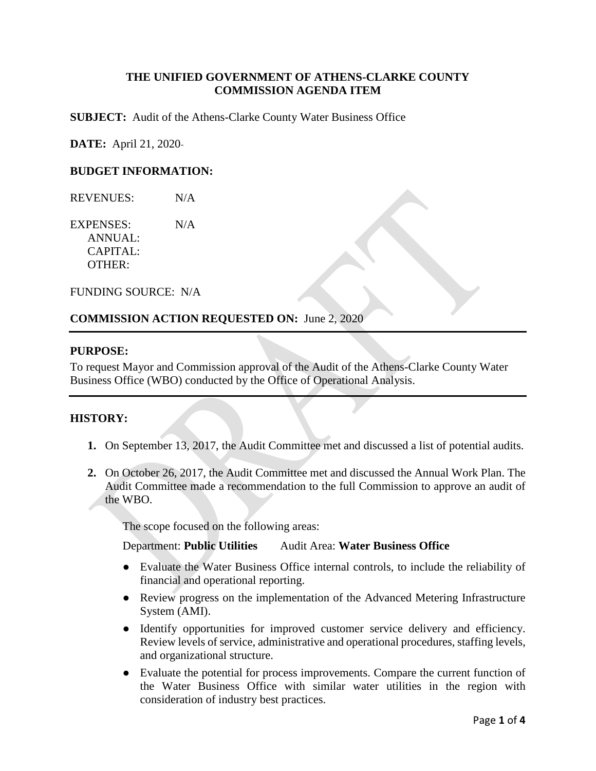**THE UNIFIED GOVERNMENT OF ATHENS-CLARKE COUNTY**
**COMMISSION AGENDA ITEM**

**SUBJECT:** Audit of the Athens-Clarke County Water Business Office

**DATE:** April 21, 2020

**BUDGET INFORMATION:**

REVENUES: N/A

EXPENSES: N/A
ANNUAL:
CAPITAL:
OTHER:

FUNDING SOURCE: N/A

**COMMISSION ACTION REQUESTED ON:** June 2, 2020

---

**PURPOSE:**

To request Mayor and Commission approval of the Audit of the Athens-Clarke County Water Business Office (WBO) conducted by the Office of Operational Analysis.

---

**HISTORY:**

1. On September 13, 2017, the Audit Committee met and discussed a list of potential audits.

2. On October 26, 2017, the Audit Committee met and discussed the Annual Work Plan. The Audit Committee made a recommendation to the full Commission to approve an audit of the WBO.

   The scope focused on the following areas:

   Department: **Public Utilities** Audit Area: **Water Business Office**

   - Evaluate the Water Business Office internal controls, to include the reliability of financial and operational reporting.
   - Review progress on the implementation of the Advanced Metering Infrastructure System (AMI).
   - Identify opportunities for improved customer service delivery and efficiency. Review levels of service, administrative and operational procedures, staffing levels, and organizational structure.
   - Evaluate the potential for process improvements. Compare the current function of the Water Business Office with similar water utilities in the region with consideration of industry best practices.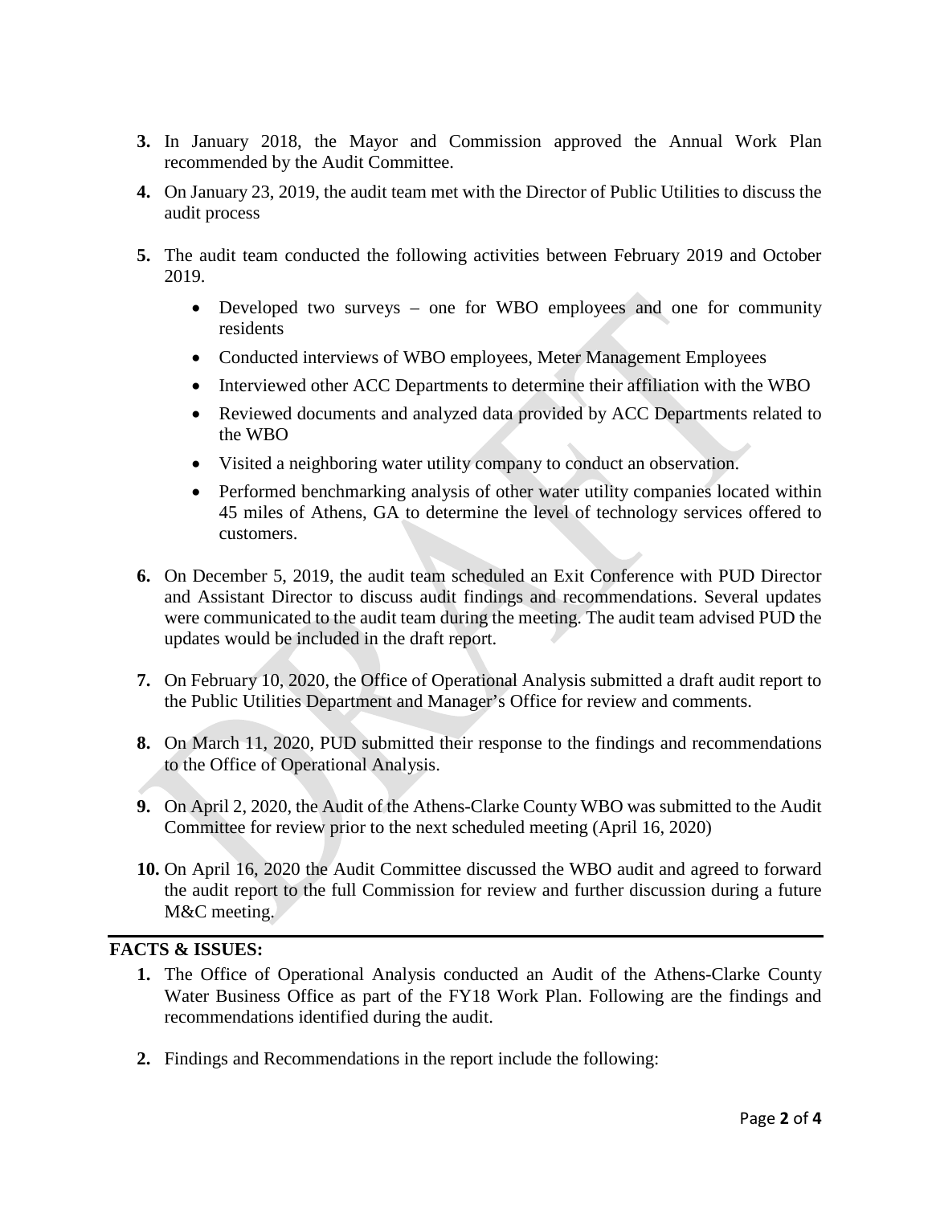3. In January 2018, the Mayor and Commission approved the Annual Work Plan recommended by the Audit Committee.

4. On January 23, 2019, the audit team met with the Director of Public Utilities to discuss the audit process

5. The audit team conducted the following activities between February 2019 and October 2019.
   - Developed two surveys – one for WBO employees and one for community residents
   - Conducted interviews of WBO employees, Meter Management Employees
   - Interviewed other ACC Departments to determine their affiliation with the WBO
   - Reviewed documents and analyzed data provided by ACC Departments related to the WBO
   - Visited a neighboring water utility company to conduct an observation.
   - Performed benchmarking analysis of other water utility companies located within 45 miles of Athens, GA to determine the level of technology services offered to customers.

6. On December 5, 2019, the audit team scheduled an Exit Conference with PUD Director and Assistant Director to discuss audit findings and recommendations. Several updates were communicated to the audit team during the meeting. The audit team advised PUD the updates would be included in the draft report.

7. On February 10, 2020, the Office of Operational Analysis submitted a draft audit report to the Public Utilities Department and Manager's Office for review and comments.

8. On March 11, 2020, PUD submitted their response to the findings and recommendations to the Office of Operational Analysis.

9. On April 2, 2020, the Audit of the Athens-Clarke County WBO was submitted to the Audit Committee for review prior to the next scheduled meeting (April 16, 2020)

10. On April 16, 2020 the Audit Committee discussed the WBO audit and agreed to forward the audit report to the full Commission for review and further discussion during a future M&C meeting.

**FACTS & ISSUES:**

1. The Office of Operational Analysis conducted an Audit of the Athens-Clarke County Water Business Office as part of the FY18 Work Plan. Following are the findings and recommendations identified during the audit.

2. Findings and Recommendations in the report include the following: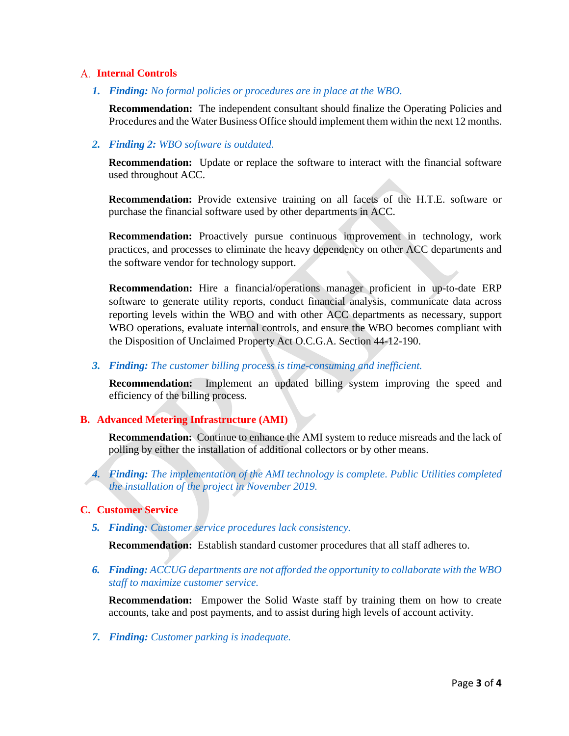## A. Internal Controls

1. ***Finding:*** *No formal policies or procedures are in place at the WBO.*

   **Recommendation:** The independent consultant should finalize the Operating Policies and Procedures and the Water Business Office should implement them within the next 12 months.

2. ***Finding 2:*** *WBO software is outdated.*

   **Recommendation:** Update or replace the software to interact with the financial software used throughout ACC.

   **Recommendation:** Provide extensive training on all facets of the H.T.E. software or purchase the financial software used by other departments in ACC.

   **Recommendation:** Proactively pursue continuous improvement in technology, work practices, and processes to eliminate the heavy dependency on other ACC departments and the software vendor for technology support.

   **Recommendation:** Hire a financial/operations manager proficient in up-to-date ERP software to generate utility reports, conduct financial analysis, communicate data across reporting levels within the WBO and with other ACC departments as necessary, support WBO operations, evaluate internal controls, and ensure the WBO becomes compliant with the Disposition of Unclaimed Property Act O.C.G.A. Section 44-12-190.

3. ***Finding:*** *The customer billing process is time-consuming and inefficient.*

   **Recommendation:** Implement an updated billing system improving the speed and efficiency of the billing process.

## B. Advanced Metering Infrastructure (AMI)

**Recommendation:** Continue to enhance the AMI system to reduce misreads and the lack of polling by either the installation of additional collectors or by other means.

4. ***Finding:*** *The implementation of the AMI technology is complete. Public Utilities completed the installation of the project in November 2019.*

## C. Customer Service

5. ***Finding:*** *Customer service procedures lack consistency.*

   **Recommendation:** Establish standard customer procedures that all staff adheres to.

6. ***Finding:*** *ACCUG departments are not afforded the opportunity to collaborate with the WBO staff to maximize customer service.*

   **Recommendation:** Empower the Solid Waste staff by training them on how to create accounts, take and post payments, and to assist during high levels of account activity.

7. ***Finding:*** *Customer parking is inadequate.*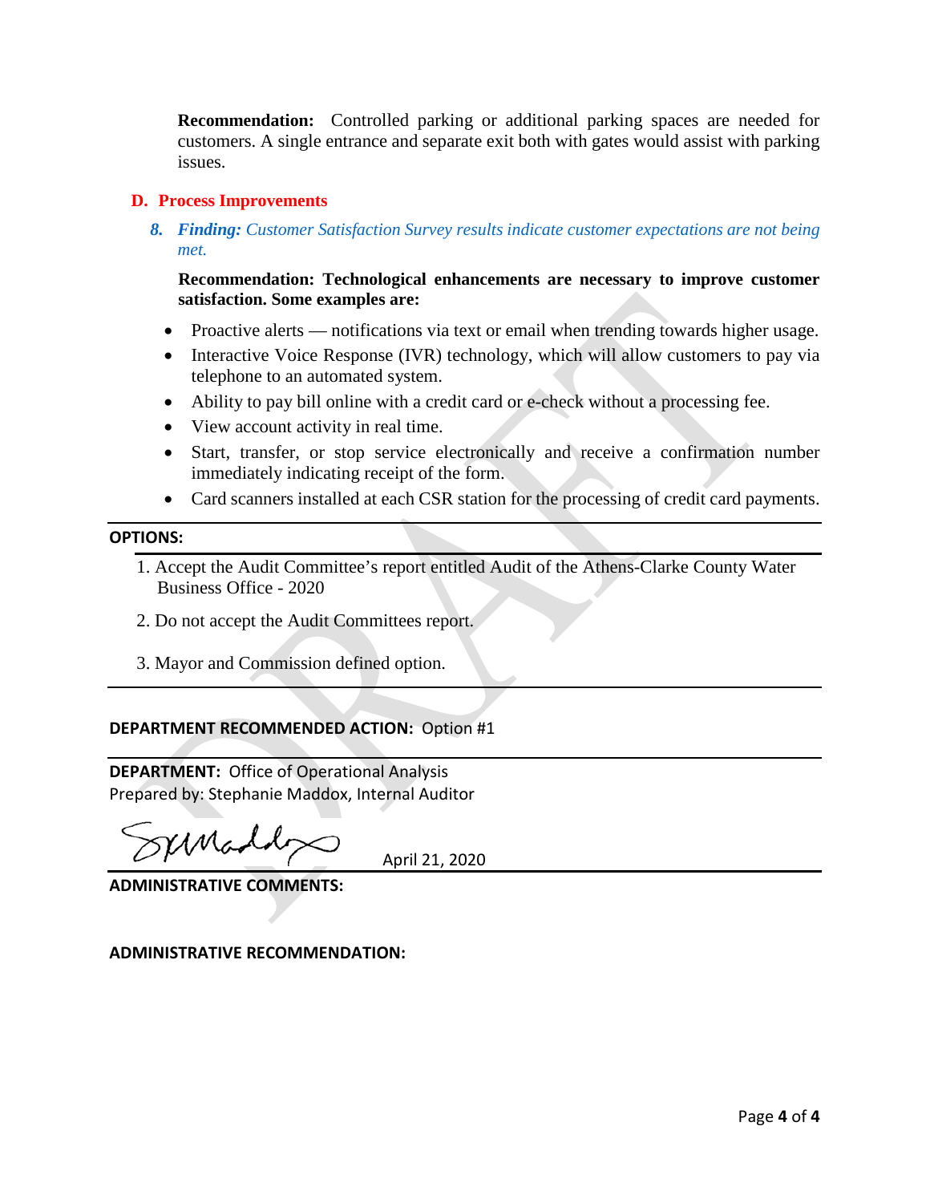**Recommendation:** Controlled parking or additional parking spaces are needed for customers. A single entrance and separate exit both with gates would assist with parking issues.

## D. Process Improvements

***8. Finding:*** *Customer Satisfaction Survey results indicate customer expectations are not being met.*

**Recommendation: Technological enhancements are necessary to improve customer satisfaction. Some examples are:**

- Proactive alerts — notifications via text or email when trending towards higher usage.
- Interactive Voice Response (IVR) technology, which will allow customers to pay via telephone to an automated system.
- Ability to pay bill online with a credit card or e-check without a processing fee.
- View account activity in real time.
- Start, transfer, or stop service electronically and receive a confirmation number immediately indicating receipt of the form.
- Card scanners installed at each CSR station for the processing of credit card payments.

---

**OPTIONS:**

---

1. Accept the Audit Committee's report entitled Audit of the Athens-Clarke County Water Business Office - 2020
2. Do not accept the Audit Committees report.
3. Mayor and Commission defined option.

---

**DEPARTMENT RECOMMENDED ACTION:** Option #1

---

**DEPARTMENT:** Office of Operational Analysis
Prepared by: Stephanie Maddox, Internal Auditor

SMaddox April 21, 2020

---

**ADMINISTRATIVE COMMENTS:**

**ADMINISTRATIVE RECOMMENDATION:**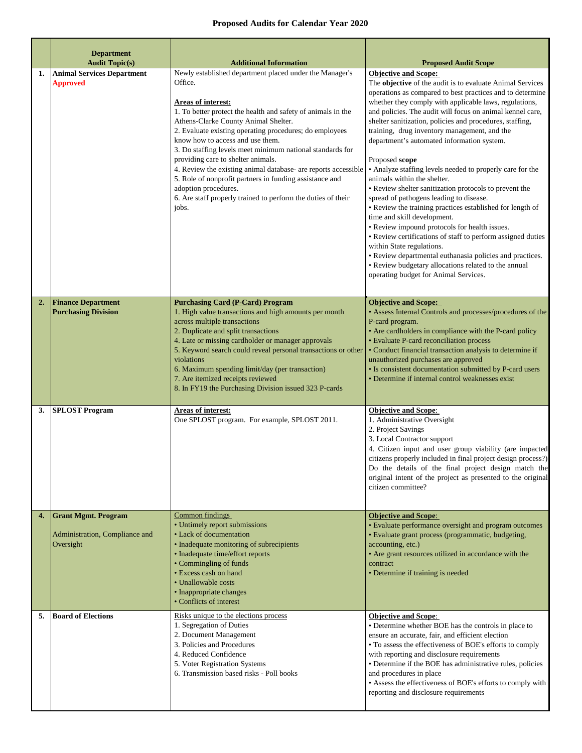# Proposed Audits for Calendar Year 2020

| | Department Audit Topic(s) | Additional Information | Proposed Audit Scope |
|---|---|---|---|
| **1.** | **Animal Services Department** **Approved** | Newly established department placed under the Manager's Office.<br><br>**Areas of interest:**<br>1. To better protect the health and safety of animals in the Athens-Clarke County Animal Shelter.<br>2. Evaluate existing operating procedures; do employees know how to access and use them.<br>3. Do staffing levels meet minimum national standards for providing care to shelter animals.<br>4. Review the existing animal database- are reports accessible<br>5. Role of nonprofit partners in funding assistance and adoption procedures.<br>6. Are staff properly trained to perform the duties of their jobs. | **Objective and Scope:**<br>The **objective** of the audit is to evaluate Animal Services operations as compared to best practices and to determine whether they comply with applicable laws, regulations, and policies. The audit will focus on animal kennel care, shelter sanitization, policies and procedures, staffing, training, drug inventory management, and the department's automated information system.<br><br>Proposed **scope**<br>• Analyze staffing levels needed to properly care for the animals within the shelter.<br>• Review shelter sanitization protocols to prevent the spread of pathogens leading to disease.<br>• Review the training practices established for length of time and skill development.<br>• Review impound protocols for health issues.<br>• Review certifications of staff to perform assigned duties within State regulations.<br>• Review departmental euthanasia policies and practices.<br>• Review budgetary allocations related to the annual operating budget for Animal Services. |
| **2.** | **Finance Department Purchasing Division** | **Purchasing Card (P-Card) Program**<br>1. High value transactions and high amounts per month across multiple transactions<br>2. Duplicate and split transactions<br>4. Late or missing cardholder or manager approvals<br>5. Keyword search could reveal personal transactions or other violations<br>6. Maximum spending limit/day (per transaction)<br>7. Are itemized receipts reviewed<br>8. In FY19 the Purchasing Division issued 323 P-cards | **Objective and Scope:**<br>• Assess Internal Controls and processes/procedures of the P-card program.<br>• Are cardholders in compliance with the P-card policy<br>• Evaluate P-card reconciliation process<br>• Conduct financial transaction analysis to determine if unauthorized purchases are approved<br>• Is consistent documentation submitted by P-card users<br>• Determine if internal control weaknesses exist |
| **3.** | **SPLOST Program** | **Areas of interest:**<br>One SPLOST program. For example, SPLOST 2011. | **Objective and Scope:**<br>1. Administrative Oversight<br>2. Project Savings<br>3. Local Contractor support<br>4. Citizen input and user group viability (are impacted citizens properly included in final project design process?) Do the details of the final project design match the original intent of the project as presented to the original citizen committee? |
| **4.** | **Grant Mgmt. Program**<br><br>Administration, Compliance and Oversight | Common findings<br>• Untimely report submissions<br>• Lack of documentation<br>• Inadequate monitoring of subrecipients<br>• Inadequate time/effort reports<br>• Commingling of funds<br>• Excess cash on hand<br>• Unallowable costs<br>• Inappropriate changes<br>• Conflicts of interest | **Objective and Scope:**<br>• Evaluate performance oversight and program outcomes<br>• Evaluate grant process (programmatic, budgeting, accounting, etc.)<br>• Are grant resources utilized in accordance with the contract<br>• Determine if training is needed |
| **5.** | **Board of Elections** | Risks unique to the elections process<br>1. Segregation of Duties<br>2. Document Management<br>3. Policies and Procedures<br>4. Reduced Confidence<br>5. Voter Registration Systems<br>6. Transmission based risks - Poll books | **Objective and Scope:**<br>• Determine whether BOE has the controls in place to ensure an accurate, fair, and efficient election<br>• To assess the effectiveness of BOE's efforts to comply with reporting and disclosure requirements<br>• Determine if the BOE has administrative rules, policies and procedures in place<br>• Assess the effectiveness of BOE's efforts to comply with reporting and disclosure requirements |